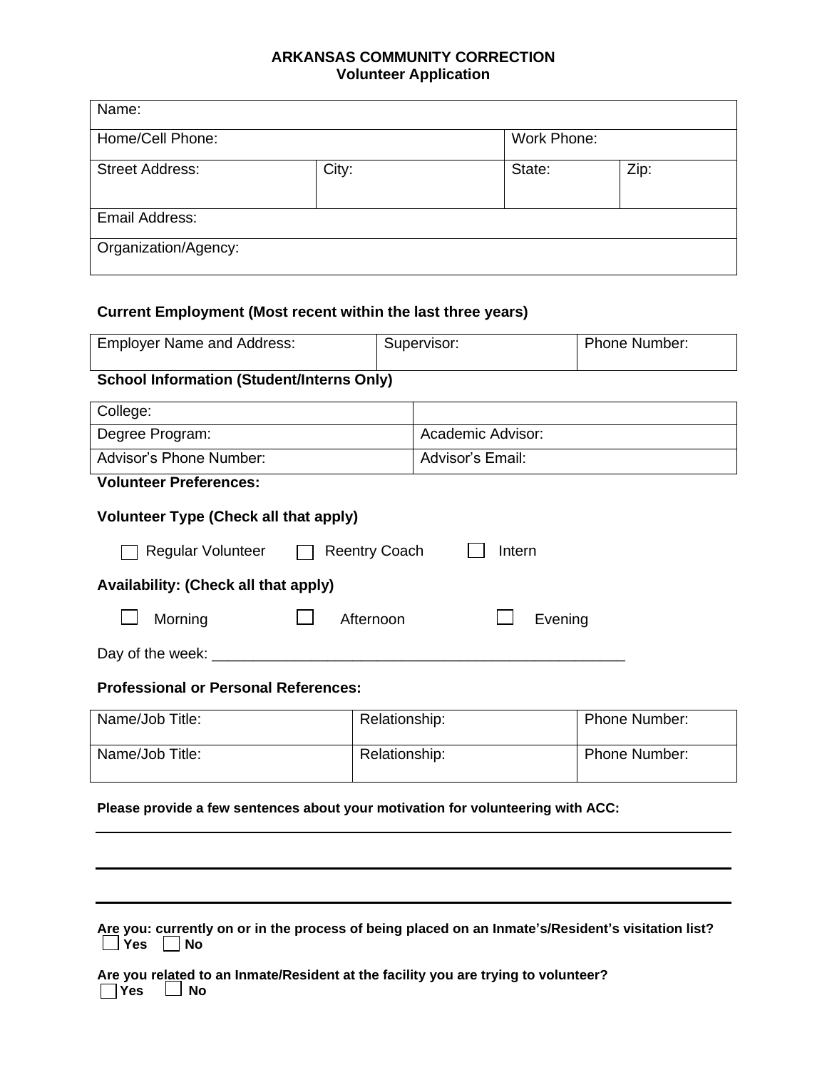# ARKANSAS COMMUNITY CORRECTION
## Volunteer Application

| Name: | | | |
|---|---|---|---|
| Home/Cell Phone: | | Work Phone: | |
| Street Address: | City: | State: | Zip: |
| Email Address: | | | |
| Organization/Agency: | | | |

**Current Employment (Most recent within the last three years)**

| Employer Name and Address: | Supervisor: | Phone Number: |
|---|---|---|

**School Information (Student/Interns Only)**

| College: | |
|---|---|
| Degree Program: | Academic Advisor: |
| Advisor's Phone Number: | Advisor's Email: |

**Volunteer Preferences:**

**Volunteer Type (Check all that apply)**

☐ Regular Volunteer ☐ Reentry Coach ☐ Intern

**Availability: (Check all that apply)**

☐ Morning ☐ Afternoon ☐ Evening

Day of the week: ___________________________________________________

**Professional or Personal References:**

| Name/Job Title: | Relationship: | Phone Number: |
|---|---|---|
| Name/Job Title: | Relationship: | Phone Number: |

**Please provide a few sentences about your motivation for volunteering with ACC:**

______________________________________________________________________

______________________________________________________________________

______________________________________________________________________

**Are you: currently on or in the process of being placed on an Inmate's/Resident's visitation list?**
☐ **Yes** ☐ **No**

**Are you related to an Inmate/Resident at the facility you are trying to volunteer?**
☐ **Yes** ☐ **No**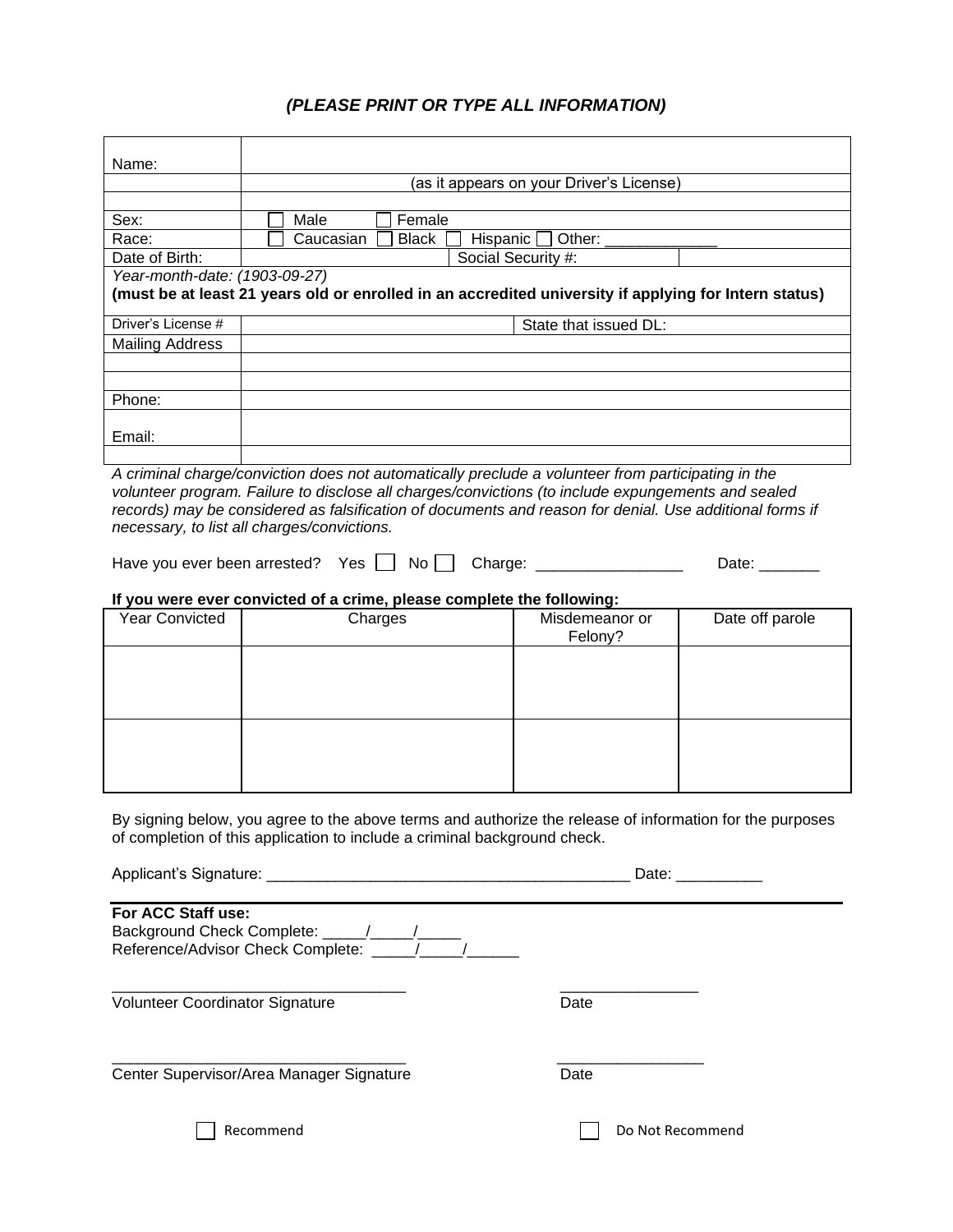***(PLEASE PRINT OR TYPE ALL INFORMATION)***

| | | | |
|---|---|---|---|
| Name: | | | |
| | (as it appears on your Driver's License) | | |
| | | | |
| Sex: | ☐ Male ☐ Female | | |
| Race: | ☐ Caucasian ☐ Black ☐ Hispanic ☐ Other: ____________ | | |
| Date of Birth: | | Social Security #: | |
| *Year-month-date: (1903-09-27)* **(must be at least 21 years old or enrolled in an accredited university if applying for Intern status)** | | | |
| Driver's License # | | State that issued DL: | |
| Mailing Address | | | |
| | | | |
| | | | |
| Phone: | | | |
| Email: | | | |
| | | | |

*A criminal charge/conviction does not automatically preclude a volunteer from participating in the volunteer program. Failure to disclose all charges/convictions (to include expungements and sealed records) may be considered as falsification of documents and reason for denial. Use additional forms if necessary, to list all charges/convictions.*

Have you ever been arrested? Yes ☐ No ☐ Charge: _________________ Date: _______

**If you were ever convicted of a crime, please complete the following:**

| Year Convicted | Charges | Misdemeanor or Felony? | Date off parole |
|---|---|---|---|
| | | | |
| | | | |

By signing below, you agree to the above terms and authorize the release of information for the purposes of completion of this application to include a criminal background check.

Applicant's Signature: __________________________________________ Date: __________

**For ACC Staff use:**
Background Check Complete: _____/_____/_____
Reference/Advisor Check Complete: _____/_____/______

__________________________________ ________________
Volunteer Coordinator Signature Date

__________________________________ _________________
Center Supervisor/Area Manager Signature Date

☐ Recommend ☐ Do Not Recommend